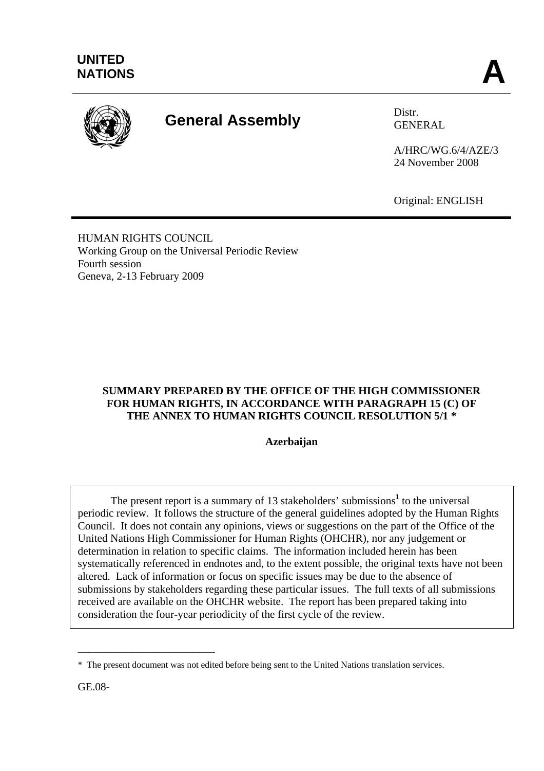UNITED
NATIONS

**A**

# General Assembly

Distr.
GENERAL

A/HRC/WG.6/4/AZE/3
24 November 2008

Original: ENGLISH

HUMAN RIGHTS COUNCIL
Working Group on the Universal Periodic Review
Fourth session
Geneva, 2-13 February 2009

**SUMMARY PREPARED BY THE OFFICE OF THE HIGH COMMISSIONER FOR HUMAN RIGHTS, IN ACCORDANCE WITH PARAGRAPH 15 (C) OF THE ANNEX TO HUMAN RIGHTS COUNCIL RESOLUTION 5/1 ***

**Azerbaijan**

The present report is a summary of 13 stakeholders' submissions[1] to the universal periodic review. It follows the structure of the general guidelines adopted by the Human Rights Council. It does not contain any opinions, views or suggestions on the part of the Office of the United Nations High Commissioner for Human Rights (OHCHR), nor any judgement or determination in relation to specific claims. The information included herein has been systematically referenced in endnotes and, to the extent possible, the original texts have not been altered. Lack of information or focus on specific issues may be due to the absence of submissions by stakeholders regarding these particular issues. The full texts of all submissions received are available on the OHCHR website. The report has been prepared taking into consideration the four-year periodicity of the first cycle of the review.

---

\* The present document was not edited before being sent to the United Nations translation services.

GE.08-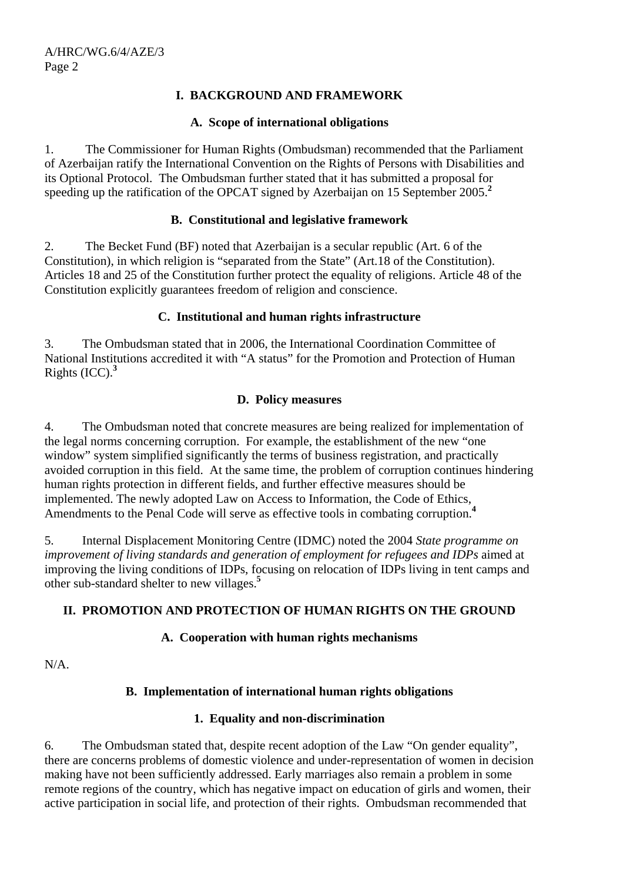## I. BACKGROUND AND FRAMEWORK

### A. Scope of international obligations

1. The Commissioner for Human Rights (Ombudsman) recommended that the Parliament of Azerbaijan ratify the International Convention on the Rights of Persons with Disabilities and its Optional Protocol. The Ombudsman further stated that it has submitted a proposal for speeding up the ratification of the OPCAT signed by Azerbaijan on 15 September 2005.[2]

### B. Constitutional and legislative framework

2. The Becket Fund (BF) noted that Azerbaijan is a secular republic (Art. 6 of the Constitution), in which religion is "separated from the State" (Art.18 of the Constitution). Articles 18 and 25 of the Constitution further protect the equality of religions. Article 48 of the Constitution explicitly guarantees freedom of religion and conscience.

### C. Institutional and human rights infrastructure

3. The Ombudsman stated that in 2006, the International Coordination Committee of National Institutions accredited it with "A status" for the Promotion and Protection of Human Rights (ICC).[3]

### D. Policy measures

4. The Ombudsman noted that concrete measures are being realized for implementation of the legal norms concerning corruption. For example, the establishment of the new "one window" system simplified significantly the terms of business registration, and practically avoided corruption in this field. At the same time, the problem of corruption continues hindering human rights protection in different fields, and further effective measures should be implemented. The newly adopted Law on Access to Information, the Code of Ethics, Amendments to the Penal Code will serve as effective tools in combating corruption.[4]

5. Internal Displacement Monitoring Centre (IDMC) noted the 2004 *State programme on improvement of living standards and generation of employment for refugees and IDPs* aimed at improving the living conditions of IDPs, focusing on relocation of IDPs living in tent camps and other sub-standard shelter to new villages.[5]

## II. PROMOTION AND PROTECTION OF HUMAN RIGHTS ON THE GROUND

### A. Cooperation with human rights mechanisms

N/A.

### B. Implementation of international human rights obligations

#### 1. Equality and non-discrimination

6. The Ombudsman stated that, despite recent adoption of the Law "On gender equality", there are concerns problems of domestic violence and under-representation of women in decision making have not been sufficiently addressed. Early marriages also remain a problem in some remote regions of the country, which has negative impact on education of girls and women, their active participation in social life, and protection of their rights. Ombudsman recommended that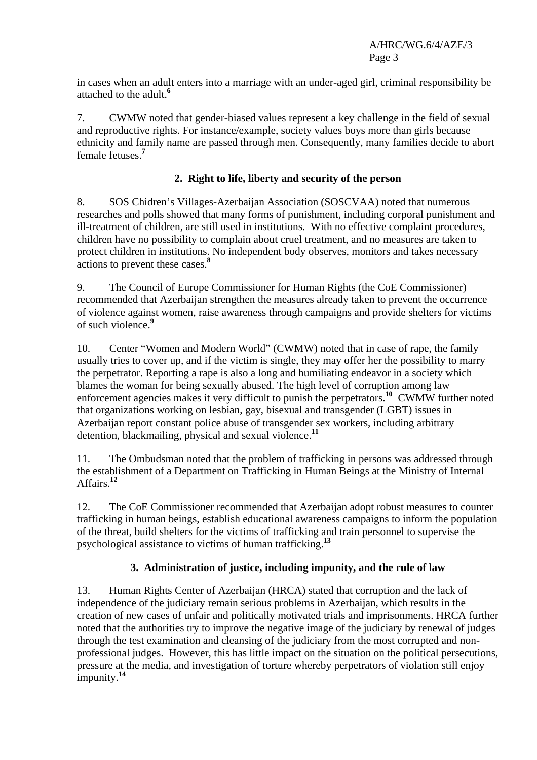in cases when an adult enters into a marriage with an under-aged girl, criminal responsibility be attached to the adult.[6]

7. CWMW noted that gender-biased values represent a key challenge in the field of sexual and reproductive rights. For instance/example, society values boys more than girls because ethnicity and family name are passed through men. Consequently, many families decide to abort female fetuses.[7]

### 2. Right to life, liberty and security of the person

8. SOS Chidren's Villages-Azerbaijan Association (SOSCVAA) noted that numerous researches and polls showed that many forms of punishment, including corporal punishment and ill-treatment of children, are still used in institutions. With no effective complaint procedures, children have no possibility to complain about cruel treatment, and no measures are taken to protect children in institutions. No independent body observes, monitors and takes necessary actions to prevent these cases.[8]

9. The Council of Europe Commissioner for Human Rights (the CoE Commissioner) recommended that Azerbaijan strengthen the measures already taken to prevent the occurrence of violence against women, raise awareness through campaigns and provide shelters for victims of such violence.[9]

10. Center "Women and Modern World" (CWMW) noted that in case of rape, the family usually tries to cover up, and if the victim is single, they may offer her the possibility to marry the perpetrator. Reporting a rape is also a long and humiliating endeavor in a society which blames the woman for being sexually abused. The high level of corruption among law enforcement agencies makes it very difficult to punish the perpetrators.[10] CWMW further noted that organizations working on lesbian, gay, bisexual and transgender (LGBT) issues in Azerbaijan report constant police abuse of transgender sex workers, including arbitrary detention, blackmailing, physical and sexual violence.[11]

11. The Ombudsman noted that the problem of trafficking in persons was addressed through the establishment of a Department on Trafficking in Human Beings at the Ministry of Internal Affairs.[12]

12. The CoE Commissioner recommended that Azerbaijan adopt robust measures to counter trafficking in human beings, establish educational awareness campaigns to inform the population of the threat, build shelters for the victims of trafficking and train personnel to supervise the psychological assistance to victims of human trafficking.[13]

### 3. Administration of justice, including impunity, and the rule of law

13. Human Rights Center of Azerbaijan (HRCA) stated that corruption and the lack of independence of the judiciary remain serious problems in Azerbaijan, which results in the creation of new cases of unfair and politically motivated trials and imprisonments. HRCA further noted that the authorities try to improve the negative image of the judiciary by renewal of judges through the test examination and cleansing of the judiciary from the most corrupted and non-professional judges. However, this has little impact on the situation on the political persecutions, pressure at the media, and investigation of torture whereby perpetrators of violation still enjoy impunity.[14]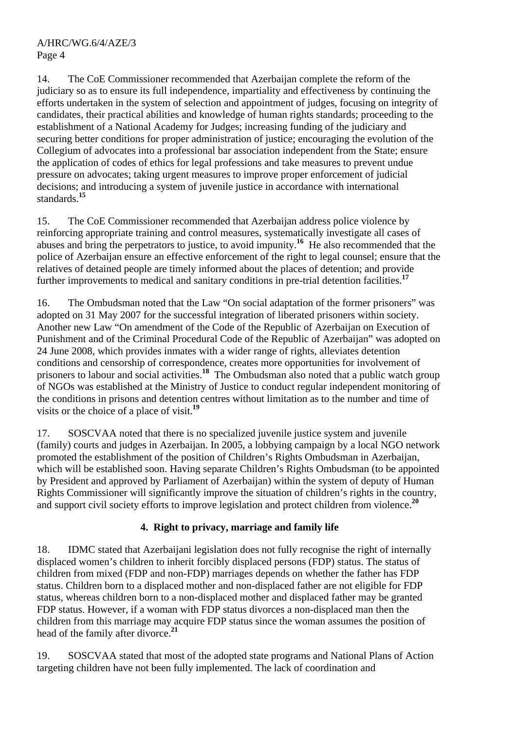14. The CoE Commissioner recommended that Azerbaijan complete the reform of the judiciary so as to ensure its full independence, impartiality and effectiveness by continuing the efforts undertaken in the system of selection and appointment of judges, focusing on integrity of candidates, their practical abilities and knowledge of human rights standards; proceeding to the establishment of a National Academy for Judges; increasing funding of the judiciary and securing better conditions for proper administration of justice; encouraging the evolution of the Collegium of advocates into a professional bar association independent from the State; ensure the application of codes of ethics for legal professions and take measures to prevent undue pressure on advocates; taking urgent measures to improve proper enforcement of judicial decisions; and introducing a system of juvenile justice in accordance with international standards.[15]

15. The CoE Commissioner recommended that Azerbaijan address police violence by reinforcing appropriate training and control measures, systematically investigate all cases of abuses and bring the perpetrators to justice, to avoid impunity.[16] He also recommended that the police of Azerbaijan ensure an effective enforcement of the right to legal counsel; ensure that the relatives of detained people are timely informed about the places of detention; and provide further improvements to medical and sanitary conditions in pre-trial detention facilities.[17]

16. The Ombudsman noted that the Law "On social adaptation of the former prisoners" was adopted on 31 May 2007 for the successful integration of liberated prisoners within society. Another new Law "On amendment of the Code of the Republic of Azerbaijan on Execution of Punishment and of the Criminal Procedural Code of the Republic of Azerbaijan" was adopted on 24 June 2008, which provides inmates with a wider range of rights, alleviates detention conditions and censorship of correspondence, creates more opportunities for involvement of prisoners to labour and social activities.[18] The Ombudsman also noted that a public watch group of NGOs was established at the Ministry of Justice to conduct regular independent monitoring of the conditions in prisons and detention centres without limitation as to the number and time of visits or the choice of a place of visit.[19]

17. SOSCVAA noted that there is no specialized juvenile justice system and juvenile (family) courts and judges in Azerbaijan. In 2005, a lobbying campaign by a local NGO network promoted the establishment of the position of Children's Rights Ombudsman in Azerbaijan, which will be established soon. Having separate Children's Rights Ombudsman (to be appointed by President and approved by Parliament of Azerbaijan) within the system of deputy of Human Rights Commissioner will significantly improve the situation of children's rights in the country, and support civil society efforts to improve legislation and protect children from violence.[20]

### 4. Right to privacy, marriage and family life

18. IDMC stated that Azerbaijani legislation does not fully recognise the right of internally displaced women's children to inherit forcibly displaced persons (FDP) status. The status of children from mixed (FDP and non-FDP) marriages depends on whether the father has FDP status. Children born to a displaced mother and non-displaced father are not eligible for FDP status, whereas children born to a non-displaced mother and displaced father may be granted FDP status. However, if a woman with FDP status divorces a non-displaced man then the children from this marriage may acquire FDP status since the woman assumes the position of head of the family after divorce.[21]

19. SOSCVAA stated that most of the adopted state programs and National Plans of Action targeting children have not been fully implemented. The lack of coordination and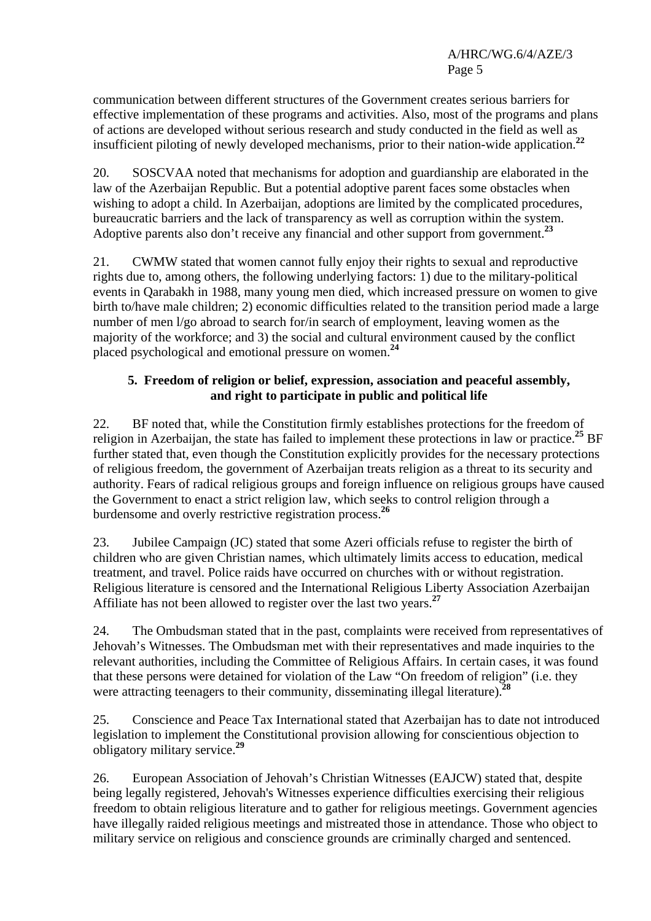communication between different structures of the Government creates serious barriers for effective implementation of these programs and activities. Also, most of the programs and plans of actions are developed without serious research and study conducted in the field as well as insufficient piloting of newly developed mechanisms, prior to their nation-wide application.[22]

20. SOSCVAA noted that mechanisms for adoption and guardianship are elaborated in the law of the Azerbaijan Republic. But a potential adoptive parent faces some obstacles when wishing to adopt a child. In Azerbaijan, adoptions are limited by the complicated procedures, bureaucratic barriers and the lack of transparency as well as corruption within the system. Adoptive parents also don't receive any financial and other support from government.[23]

21. CWMW stated that women cannot fully enjoy their rights to sexual and reproductive rights due to, among others, the following underlying factors: 1) due to the military-political events in Qarabakh in 1988, many young men died, which increased pressure on women to give birth to/have male children; 2) economic difficulties related to the transition period made a large number of men l/go abroad to search for/in search of employment, leaving women as the majority of the workforce; and 3) the social and cultural environment caused by the conflict placed psychological and emotional pressure on women.[24]

### 5. Freedom of religion or belief, expression, association and peaceful assembly, and right to participate in public and political life

22. BF noted that, while the Constitution firmly establishes protections for the freedom of religion in Azerbaijan, the state has failed to implement these protections in law or practice.[25] BF further stated that, even though the Constitution explicitly provides for the necessary protections of religious freedom, the government of Azerbaijan treats religion as a threat to its security and authority. Fears of radical religious groups and foreign influence on religious groups have caused the Government to enact a strict religion law, which seeks to control religion through a burdensome and overly restrictive registration process.[26]

23. Jubilee Campaign (JC) stated that some Azeri officials refuse to register the birth of children who are given Christian names, which ultimately limits access to education, medical treatment, and travel. Police raids have occurred on churches with or without registration. Religious literature is censored and the International Religious Liberty Association Azerbaijan Affiliate has not been allowed to register over the last two years.[27]

24. The Ombudsman stated that in the past, complaints were received from representatives of Jehovah's Witnesses. The Ombudsman met with their representatives and made inquiries to the relevant authorities, including the Committee of Religious Affairs. In certain cases, it was found that these persons were detained for violation of the Law "On freedom of religion" (i.e. they were attracting teenagers to their community, disseminating illegal literature).[28]

25. Conscience and Peace Tax International stated that Azerbaijan has to date not introduced legislation to implement the Constitutional provision allowing for conscientious objection to obligatory military service.[29]

26. European Association of Jehovah's Christian Witnesses (EAJCW) stated that, despite being legally registered, Jehovah's Witnesses experience difficulties exercising their religious freedom to obtain religious literature and to gather for religious meetings. Government agencies have illegally raided religious meetings and mistreated those in attendance. Those who object to military service on religious and conscience grounds are criminally charged and sentenced.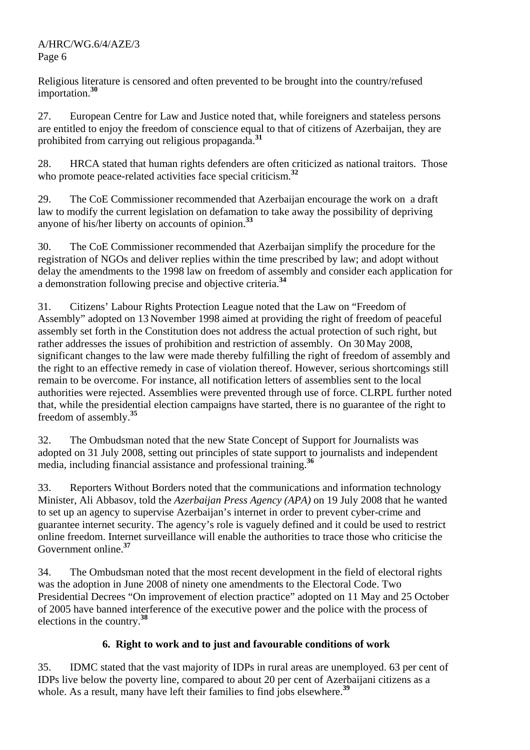Religious literature is censored and often prevented to be brought into the country/refused importation.[30]

27. European Centre for Law and Justice noted that, while foreigners and stateless persons are entitled to enjoy the freedom of conscience equal to that of citizens of Azerbaijan, they are prohibited from carrying out religious propaganda.[31]

28. HRCA stated that human rights defenders are often criticized as national traitors. Those who promote peace-related activities face special criticism.[32]

29. The CoE Commissioner recommended that Azerbaijan encourage the work on a draft law to modify the current legislation on defamation to take away the possibility of depriving anyone of his/her liberty on accounts of opinion.[33]

30. The CoE Commissioner recommended that Azerbaijan simplify the procedure for the registration of NGOs and deliver replies within the time prescribed by law; and adopt without delay the amendments to the 1998 law on freedom of assembly and consider each application for a demonstration following precise and objective criteria.[34]

31. Citizens' Labour Rights Protection League noted that the Law on "Freedom of Assembly" adopted on 13 November 1998 aimed at providing the right of freedom of peaceful assembly set forth in the Constitution does not address the actual protection of such right, but rather addresses the issues of prohibition and restriction of assembly. On 30 May 2008, significant changes to the law were made thereby fulfilling the right of freedom of assembly and the right to an effective remedy in case of violation thereof. However, serious shortcomings still remain to be overcome. For instance, all notification letters of assemblies sent to the local authorities were rejected. Assemblies were prevented through use of force. CLRPL further noted that, while the presidential election campaigns have started, there is no guarantee of the right to freedom of assembly.[35]

32. The Ombudsman noted that the new State Concept of Support for Journalists was adopted on 31 July 2008, setting out principles of state support to journalists and independent media, including financial assistance and professional training.[36]

33. Reporters Without Borders noted that the communications and information technology Minister, Ali Abbasov, told the *Azerbaijan Press Agency (APA)* on 19 July 2008 that he wanted to set up an agency to supervise Azerbaijan's internet in order to prevent cyber-crime and guarantee internet security. The agency's role is vaguely defined and it could be used to restrict online freedom. Internet surveillance will enable the authorities to trace those who criticise the Government online.[37]

34. The Ombudsman noted that the most recent development in the field of electoral rights was the adoption in June 2008 of ninety one amendments to the Electoral Code. Two Presidential Decrees "On improvement of election practice" adopted on 11 May and 25 October of 2005 have banned interference of the executive power and the police with the process of elections in the country.[38]

### 6. Right to work and to just and favourable conditions of work

35. IDMC stated that the vast majority of IDPs in rural areas are unemployed. 63 per cent of IDPs live below the poverty line, compared to about 20 per cent of Azerbaijani citizens as a whole. As a result, many have left their families to find jobs elsewhere.[39]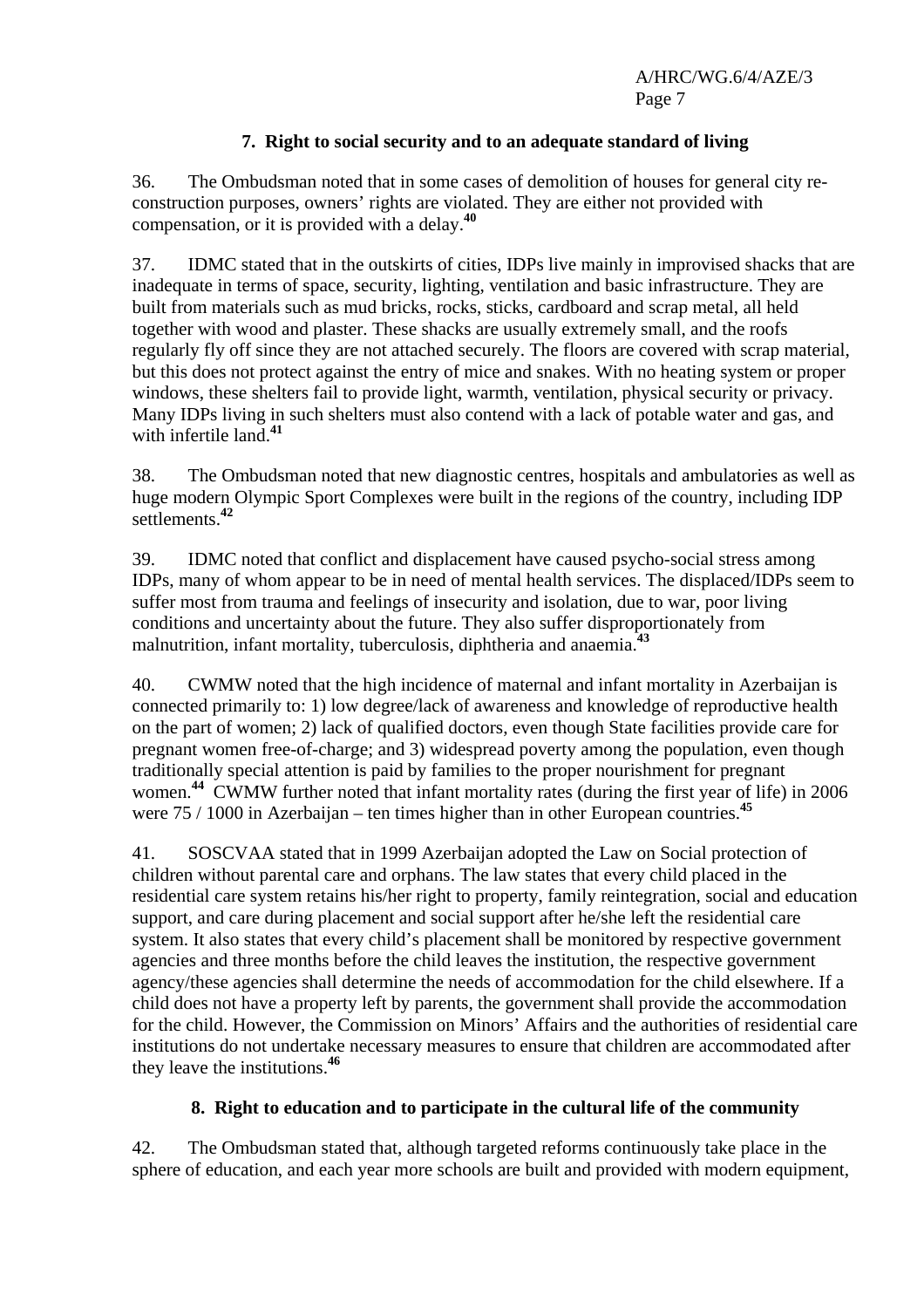### 7. Right to social security and to an adequate standard of living

36. The Ombudsman noted that in some cases of demolition of houses for general city re-construction purposes, owners' rights are violated. They are either not provided with compensation, or it is provided with a delay.[40]

37. IDMC stated that in the outskirts of cities, IDPs live mainly in improvised shacks that are inadequate in terms of space, security, lighting, ventilation and basic infrastructure. They are built from materials such as mud bricks, rocks, sticks, cardboard and scrap metal, all held together with wood and plaster. These shacks are usually extremely small, and the roofs regularly fly off since they are not attached securely. The floors are covered with scrap material, but this does not protect against the entry of mice and snakes. With no heating system or proper windows, these shelters fail to provide light, warmth, ventilation, physical security or privacy. Many IDPs living in such shelters must also contend with a lack of potable water and gas, and with infertile land.[41]

38. The Ombudsman noted that new diagnostic centres, hospitals and ambulatories as well as huge modern Olympic Sport Complexes were built in the regions of the country, including IDP settlements.[42]

39. IDMC noted that conflict and displacement have caused psycho-social stress among IDPs, many of whom appear to be in need of mental health services. The displaced/IDPs seem to suffer most from trauma and feelings of insecurity and isolation, due to war, poor living conditions and uncertainty about the future. They also suffer disproportionately from malnutrition, infant mortality, tuberculosis, diphtheria and anaemia.[43]

40. CWMW noted that the high incidence of maternal and infant mortality in Azerbaijan is connected primarily to: 1) low degree/lack of awareness and knowledge of reproductive health on the part of women; 2) lack of qualified doctors, even though State facilities provide care for pregnant women free-of-charge; and 3) widespread poverty among the population, even though traditionally special attention is paid by families to the proper nourishment for pregnant women.[44] CWMW further noted that infant mortality rates (during the first year of life) in 2006 were 75 / 1000 in Azerbaijan – ten times higher than in other European countries.[45]

41. SOSCVAA stated that in 1999 Azerbaijan adopted the Law on Social protection of children without parental care and orphans. The law states that every child placed in the residential care system retains his/her right to property, family reintegration, social and education support, and care during placement and social support after he/she left the residential care system. It also states that every child's placement shall be monitored by respective government agencies and three months before the child leaves the institution, the respective government agency/these agencies shall determine the needs of accommodation for the child elsewhere. If a child does not have a property left by parents, the government shall provide the accommodation for the child. However, the Commission on Minors' Affairs and the authorities of residential care institutions do not undertake necessary measures to ensure that children are accommodated after they leave the institutions.[46]

### 8. Right to education and to participate in the cultural life of the community

42. The Ombudsman stated that, although targeted reforms continuously take place in the sphere of education, and each year more schools are built and provided with modern equipment,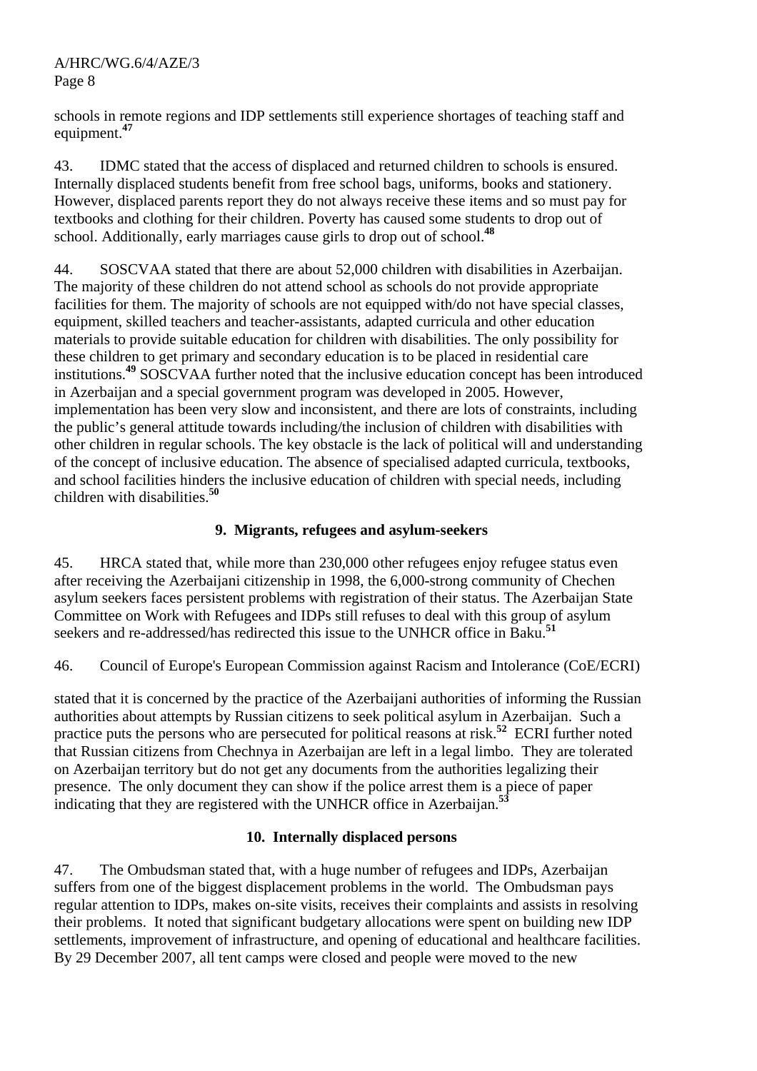schools in remote regions and IDP settlements still experience shortages of teaching staff and equipment.[47]

43. IDMC stated that the access of displaced and returned children to schools is ensured. Internally displaced students benefit from free school bags, uniforms, books and stationery. However, displaced parents report they do not always receive these items and so must pay for textbooks and clothing for their children. Poverty has caused some students to drop out of school. Additionally, early marriages cause girls to drop out of school.[48]

44. SOSCVAA stated that there are about 52,000 children with disabilities in Azerbaijan. The majority of these children do not attend school as schools do not provide appropriate facilities for them. The majority of schools are not equipped with/do not have special classes, equipment, skilled teachers and teacher-assistants, adapted curricula and other education materials to provide suitable education for children with disabilities. The only possibility for these children to get primary and secondary education is to be placed in residential care institutions.[49] SOSCVAA further noted that the inclusive education concept has been introduced in Azerbaijan and a special government program was developed in 2005. However, implementation has been very slow and inconsistent, and there are lots of constraints, including the public's general attitude towards including/the inclusion of children with disabilities with other children in regular schools. The key obstacle is the lack of political will and understanding of the concept of inclusive education. The absence of specialised adapted curricula, textbooks, and school facilities hinders the inclusive education of children with special needs, including children with disabilities.[50]

### 9. Migrants, refugees and asylum-seekers

45. HRCA stated that, while more than 230,000 other refugees enjoy refugee status even after receiving the Azerbaijani citizenship in 1998, the 6,000-strong community of Chechen asylum seekers faces persistent problems with registration of their status. The Azerbaijan State Committee on Work with Refugees and IDPs still refuses to deal with this group of asylum seekers and re-addressed/has redirected this issue to the UNHCR office in Baku.[51]

46. Council of Europe's European Commission against Racism and Intolerance (CoE/ECRI) stated that it is concerned by the practice of the Azerbaijani authorities of informing the Russian authorities about attempts by Russian citizens to seek political asylum in Azerbaijan. Such a practice puts the persons who are persecuted for political reasons at risk.[52] ECRI further noted that Russian citizens from Chechnya in Azerbaijan are left in a legal limbo. They are tolerated on Azerbaijan territory but do not get any documents from the authorities legalizing their presence. The only document they can show if the police arrest them is a piece of paper indicating that they are registered with the UNHCR office in Azerbaijan.[53]

### 10. Internally displaced persons

47. The Ombudsman stated that, with a huge number of refugees and IDPs, Azerbaijan suffers from one of the biggest displacement problems in the world. The Ombudsman pays regular attention to IDPs, makes on-site visits, receives their complaints and assists in resolving their problems. It noted that significant budgetary allocations were spent on building new IDP settlements, improvement of infrastructure, and opening of educational and healthcare facilities. By 29 December 2007, all tent camps were closed and people were moved to the new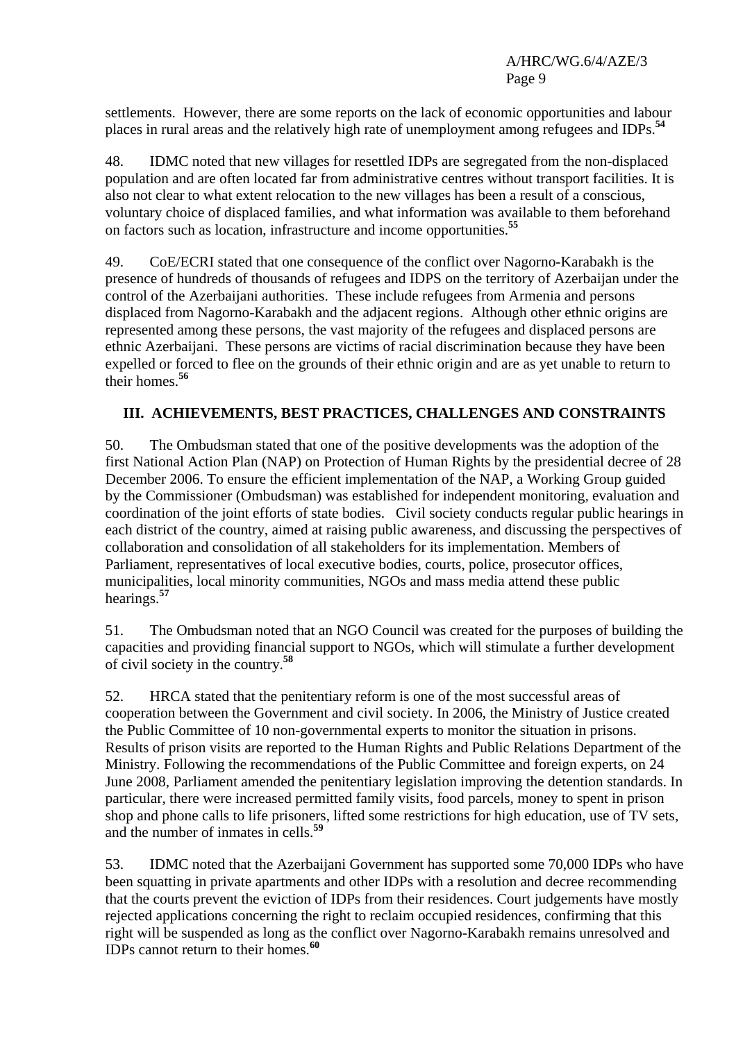settlements. However, there are some reports on the lack of economic opportunities and labour places in rural areas and the relatively high rate of unemployment among refugees and IDPs.[54]

48. IDMC noted that new villages for resettled IDPs are segregated from the non-displaced population and are often located far from administrative centres without transport facilities. It is also not clear to what extent relocation to the new villages has been a result of a conscious, voluntary choice of displaced families, and what information was available to them beforehand on factors such as location, infrastructure and income opportunities.[55]

49. CoE/ECRI stated that one consequence of the conflict over Nagorno-Karabakh is the presence of hundreds of thousands of refugees and IDPS on the territory of Azerbaijan under the control of the Azerbaijani authorities. These include refugees from Armenia and persons displaced from Nagorno-Karabakh and the adjacent regions. Although other ethnic origins are represented among these persons, the vast majority of the refugees and displaced persons are ethnic Azerbaijani. These persons are victims of racial discrimination because they have been expelled or forced to flee on the grounds of their ethnic origin and are as yet unable to return to their homes.[56]

## III. ACHIEVEMENTS, BEST PRACTICES, CHALLENGES AND CONSTRAINTS

50. The Ombudsman stated that one of the positive developments was the adoption of the first National Action Plan (NAP) on Protection of Human Rights by the presidential decree of 28 December 2006. To ensure the efficient implementation of the NAP, a Working Group guided by the Commissioner (Ombudsman) was established for independent monitoring, evaluation and coordination of the joint efforts of state bodies. Civil society conducts regular public hearings in each district of the country, aimed at raising public awareness, and discussing the perspectives of collaboration and consolidation of all stakeholders for its implementation. Members of Parliament, representatives of local executive bodies, courts, police, prosecutor offices, municipalities, local minority communities, NGOs and mass media attend these public hearings.[57]

51. The Ombudsman noted that an NGO Council was created for the purposes of building the capacities and providing financial support to NGOs, which will stimulate a further development of civil society in the country.[58]

52. HRCA stated that the penitentiary reform is one of the most successful areas of cooperation between the Government and civil society. In 2006, the Ministry of Justice created the Public Committee of 10 non-governmental experts to monitor the situation in prisons. Results of prison visits are reported to the Human Rights and Public Relations Department of the Ministry. Following the recommendations of the Public Committee and foreign experts, on 24 June 2008, Parliament amended the penitentiary legislation improving the detention standards. In particular, there were increased permitted family visits, food parcels, money to spent in prison shop and phone calls to life prisoners, lifted some restrictions for high education, use of TV sets, and the number of inmates in cells.[59]

53. IDMC noted that the Azerbaijani Government has supported some 70,000 IDPs who have been squatting in private apartments and other IDPs with a resolution and decree recommending that the courts prevent the eviction of IDPs from their residences. Court judgements have mostly rejected applications concerning the right to reclaim occupied residences, confirming that this right will be suspended as long as the conflict over Nagorno-Karabakh remains unresolved and IDPs cannot return to their homes.[60]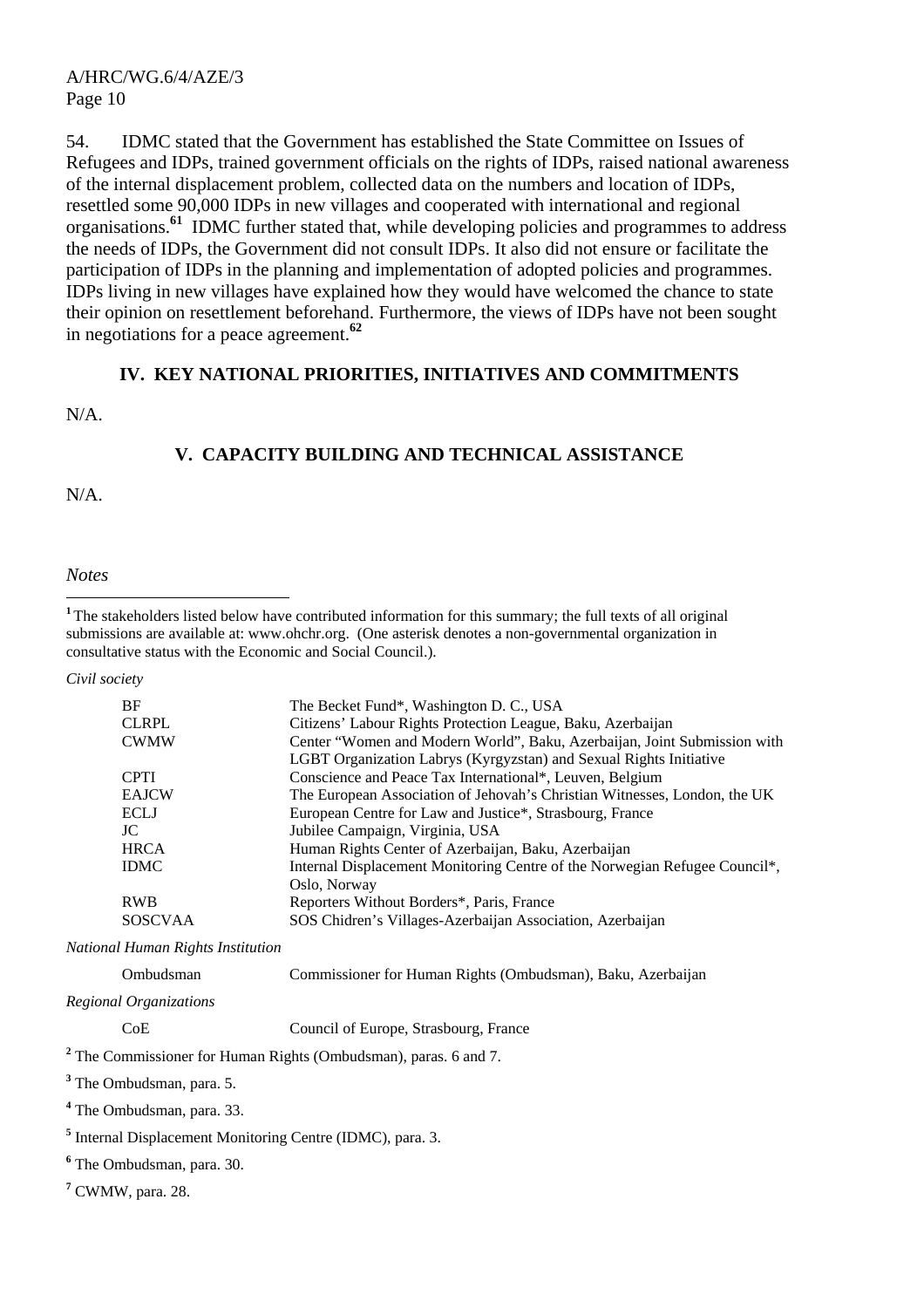54. IDMC stated that the Government has established the State Committee on Issues of Refugees and IDPs, trained government officials on the rights of IDPs, raised national awareness of the internal displacement problem, collected data on the numbers and location of IDPs, resettled some 90,000 IDPs in new villages and cooperated with international and regional organisations.[61] IDMC further stated that, while developing policies and programmes to address the needs of IDPs, the Government did not consult IDPs. It also did not ensure or facilitate the participation of IDPs in the planning and implementation of adopted policies and programmes. IDPs living in new villages have explained how they would have welcomed the chance to state their opinion on resettlement beforehand. Furthermore, the views of IDPs have not been sought in negotiations for a peace agreement.[62]

## IV. KEY NATIONAL PRIORITIES, INITIATIVES AND COMMITMENTS

N/A.

## V. CAPACITY BUILDING AND TECHNICAL ASSISTANCE

N/A.

*Notes*

[1] The stakeholders listed below have contributed information for this summary; the full texts of all original submissions are available at: www.ohchr.org. (One asterisk denotes a non-governmental organization in consultative status with the Economic and Social Council.).

*Civil society*

| | |
|---|---|
| BF | The Becket Fund*, Washington D. C., USA |
| CLRPL | Citizens' Labour Rights Protection League, Baku, Azerbaijan |
| CWMW | Center "Women and Modern World", Baku, Azerbaijan, Joint Submission with LGBT Organization Labrys (Kyrgyzstan) and Sexual Rights Initiative |
| CPTI | Conscience and Peace Tax International*, Leuven, Belgium |
| EAJCW | The European Association of Jehovah's Christian Witnesses, London, the UK |
| ECLJ | European Centre for Law and Justice*, Strasbourg, France |
| JC | Jubilee Campaign, Virginia, USA |
| HRCA | Human Rights Center of Azerbaijan, Baku, Azerbaijan |
| IDMC | Internal Displacement Monitoring Centre of the Norwegian Refugee Council*, Oslo, Norway |
| RWB | Reporters Without Borders*, Paris, France |
| SOSCVAA | SOS Chidren's Villages-Azerbaijan Association, Azerbaijan |

*National Human Rights Institution*

| | |
|---|---|
| Ombudsman | Commissioner for Human Rights (Ombudsman), Baku, Azerbaijan |

*Regional Organizations*

| | |
|---|---|
| CoE | Council of Europe, Strasbourg, France |

[2] The Commissioner for Human Rights (Ombudsman), paras. 6 and 7.

[3] The Ombudsman, para. 5.

[4] The Ombudsman, para. 33.

[5] Internal Displacement Monitoring Centre (IDMC), para. 3.

[6] The Ombudsman, para. 30.

[7] CWMW, para. 28.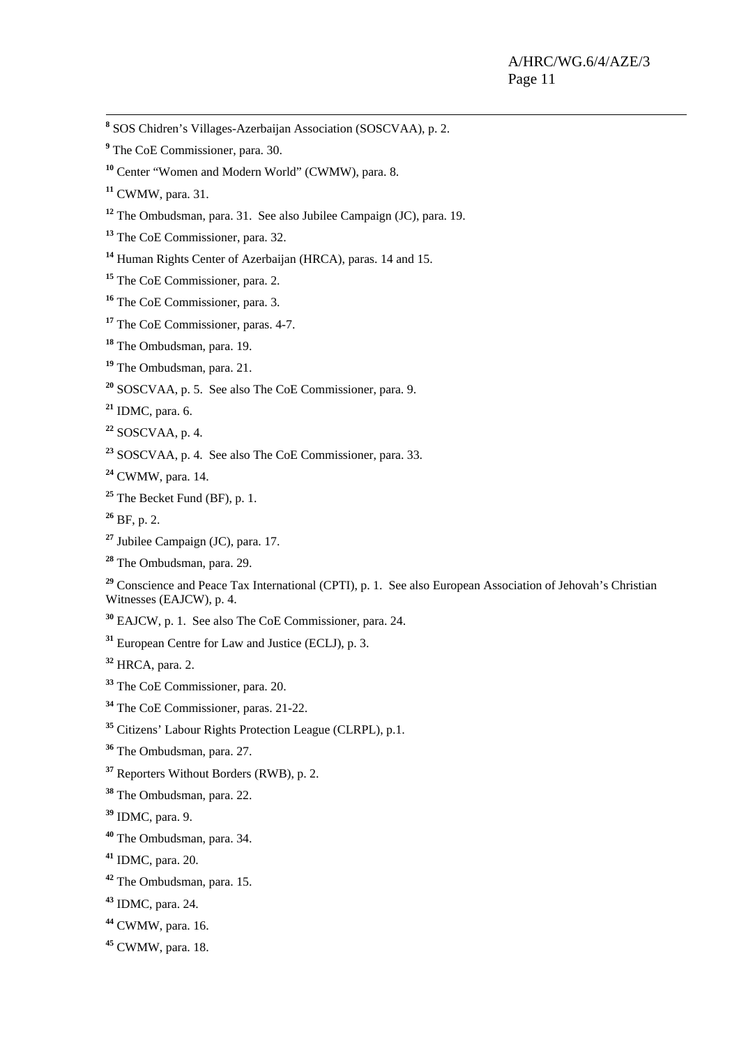[8] SOS Chidren's Villages-Azerbaijan Association (SOSCVAA), p. 2.

[9] The CoE Commissioner, para. 30.

[10] Center "Women and Modern World" (CWMW), para. 8.

[11] CWMW, para. 31.

[12] The Ombudsman, para. 31. See also Jubilee Campaign (JC), para. 19.

[13] The CoE Commissioner, para. 32.

[14] Human Rights Center of Azerbaijan (HRCA), paras. 14 and 15.

[15] The CoE Commissioner, para. 2.

[16] The CoE Commissioner, para. 3.

[17] The CoE Commissioner, paras. 4-7.

[18] The Ombudsman, para. 19.

[19] The Ombudsman, para. 21.

[20] SOSCVAA, p. 5. See also The CoE Commissioner, para. 9.

[21] IDMC, para. 6.

[22] SOSCVAA, p. 4.

[23] SOSCVAA, p. 4. See also The CoE Commissioner, para. 33.

[24] CWMW, para. 14.

[25] The Becket Fund (BF), p. 1.

[26] BF, p. 2.

[27] Jubilee Campaign (JC), para. 17.

[28] The Ombudsman, para. 29.

[29] Conscience and Peace Tax International (CPTI), p. 1. See also European Association of Jehovah's Christian Witnesses (EAJCW), p. 4.

[30] EAJCW, p. 1. See also The CoE Commissioner, para. 24.

[31] European Centre for Law and Justice (ECLJ), p. 3.

[32] HRCA, para. 2.

[33] The CoE Commissioner, para. 20.

[34] The CoE Commissioner, paras. 21-22.

[35] Citizens' Labour Rights Protection League (CLRPL), p.1.

[36] The Ombudsman, para. 27.

[37] Reporters Without Borders (RWB), p. 2.

[38] The Ombudsman, para. 22.

[39] IDMC, para. 9.

[40] The Ombudsman, para. 34.

[41] IDMC, para. 20.

[42] The Ombudsman, para. 15.

[43] IDMC, para. 24.

[44] CWMW, para. 16.

[45] CWMW, para. 18.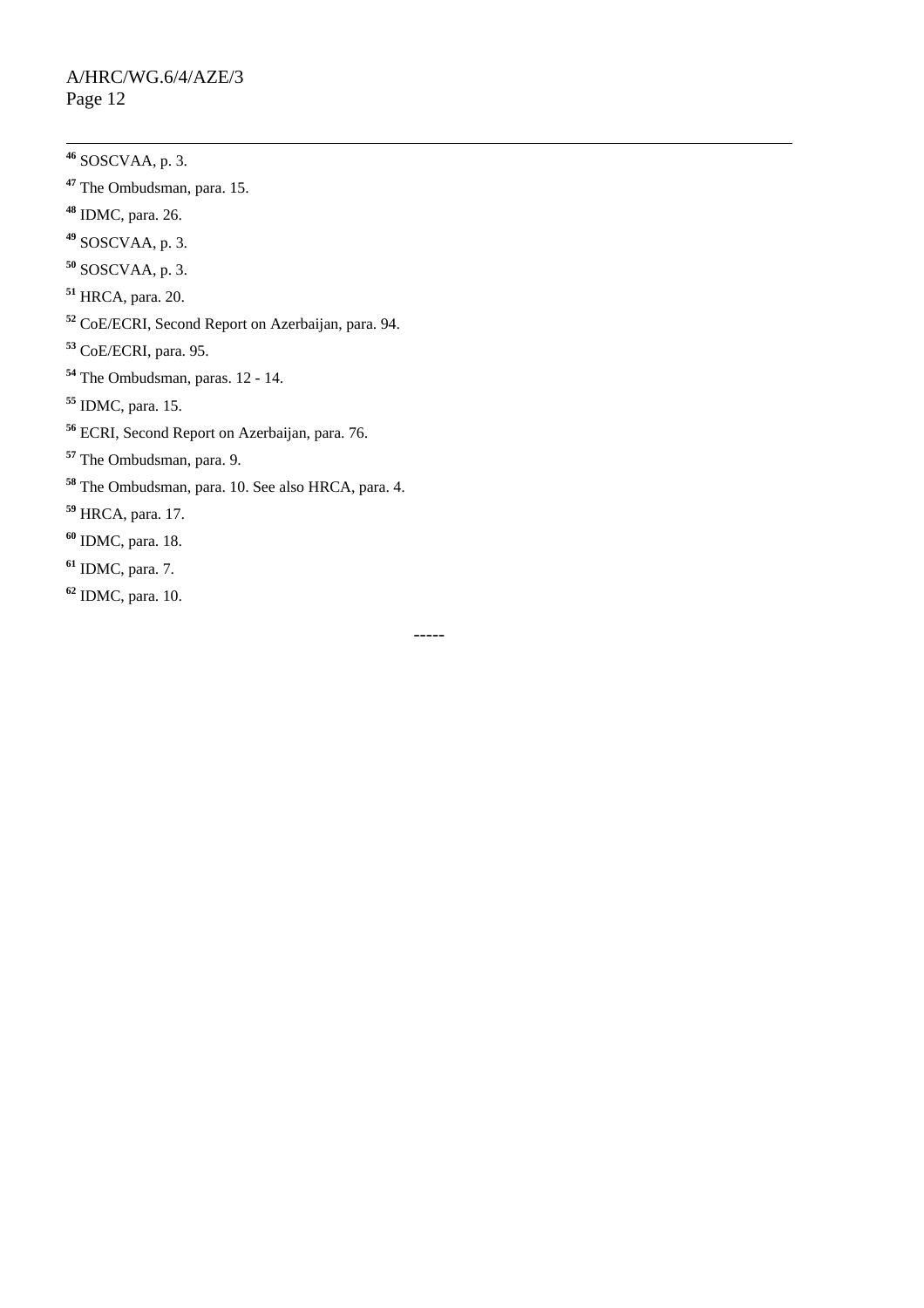[46] SOSCVAA, p. 3.

[47] The Ombudsman, para. 15.

[48] IDMC, para. 26.

[49] SOSCVAA, p. 3.

[50] SOSCVAA, p. 3.

[51] HRCA, para. 20.

[52] CoE/ECRI, Second Report on Azerbaijan, para. 94.

[53] CoE/ECRI, para. 95.

[54] The Ombudsman, paras. 12 - 14.

[55] IDMC, para. 15.

[56] ECRI, Second Report on Azerbaijan, para. 76.

[57] The Ombudsman, para. 9.

[58] The Ombudsman, para. 10. See also HRCA, para. 4.

[59] HRCA, para. 17.

[60] IDMC, para. 18.

[61] IDMC, para. 7.

[62] IDMC, para. 10.

-----